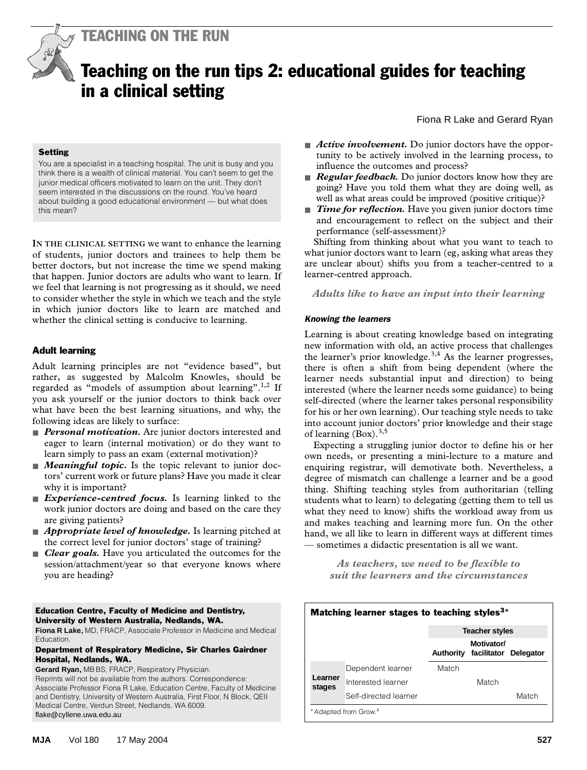## TEACHING ON THE RUN

# Teaching on the run tips 2: educational guides for teaching in a clinical setting

Fiona R Lake and Gerard Ryan

> **Setting**
>
> You are a specialist in a teaching hospital. The unit is busy and you think there is a wealth of clinical material. You can't seem to get the junior medical officers motivated to learn on the unit. They don't seem interested in the discussions on the round. You've heard about building a good educational environment — but what does this mean?

IN THE CLINICAL SETTING we want to enhance the learning of students, junior doctors and trainees to help them be better doctors, but not increase the time we spend making that happen. Junior doctors are adults who want to learn. If we feel that learning is not progressing as it should, we need to consider whether the style in which we teach and the style in which junior doctors like to learn are matched and whether the clinical setting is conducive to learning.

### Adult learning

Adult learning principles are not "evidence based", but rather, as suggested by Malcolm Knowles, should be regarded as "models of assumption about learning".[1,2] If you ask yourself or the junior doctors to think back over what have been the best learning situations, and why, the following ideas are likely to surface:

- ***Personal motivation.*** Are junior doctors interested and eager to learn (internal motivation) or do they want to learn simply to pass an exam (external motivation)?
- ***Meaningful topic.*** Is the topic relevant to junior doctors' current work or future plans? Have you made it clear why it is important?
- ***Experience-centred focus.*** Is learning linked to the work junior doctors are doing and based on the care they are giving patients?
- ***Appropriate level of knowledge.*** Is learning pitched at the correct level for junior doctors' stage of training?
- ***Clear goals.*** Have you articulated the outcomes for the session/attachment/year so that everyone knows where you are heading?
- ***Active involvement.*** Do junior doctors have the opportunity to be actively involved in the learning process, to influence the outcomes and process?
- ***Regular feedback.*** Do junior doctors know how they are going? Have you told them what they are doing well, as well as what areas could be improved (positive critique)?
- ***Time for reflection.*** Have you given junior doctors time and encouragement to reflect on the subject and their performance (self-assessment)?

Shifting from thinking about what you want to teach to what junior doctors want to learn (eg, asking what areas they are unclear about) shifts you from a teacher-centred to a learner-centred approach.

***Adults like to have an input into their learning***

#### *Knowing the learners*

Learning is about creating knowledge based on integrating new information with old, an active process that challenges the learner's prior knowledge.[3,4] As the learner progresses, there is often a shift from being dependent (where the learner needs substantial input and direction) to being interested (where the learner needs some guidance) to being self-directed (where the learner takes personal responsibility for his or her own learning). Our teaching style needs to take into account junior doctors' prior knowledge and their stage of learning (Box).[3,5]

Expecting a struggling junior doctor to define his or her own needs, or presenting a mini-lecture to a mature and enquiring registrar, will demotivate both. Nevertheless, a degree of mismatch can challenge a learner and be a good thing. Shifting teaching styles from authoritarian (telling students what to learn) to delegating (getting them to tell us what they need to know) shifts the workload away from us and makes teaching and learning more fun. On the other hand, we all like to learn in different ways at different times — sometimes a didactic presentation is all we want.

***As teachers, we need to be flexible to suit the learners and the circumstances***

**Matching learner stages to teaching styles[3]\***

| | | Teacher styles | | |
|---|---|---|---|---|
| | | Authority | Motivator/ facilitator | Delegator |
| Learner stages | Dependent learner | Match | | |
| | Interested learner | | Match | |
| | Self-directed learner | | | Match |

\* Adapted from Grow.[4]

**Education Centre, Faculty of Medicine and Dentistry, University of Western Australia, Nedlands, WA.**
**Fiona R Lake,** MD, FRACP, Associate Professor in Medicine and Medical Education.
**Department of Respiratory Medicine, Sir Charles Gairdner Hospital, Nedlands, WA.**
**Gerard Ryan,** MB BS, FRACP, Respiratory Physician.
Reprints will not be available from the authors. Correspondence: Associate Professor Fiona R Lake, Education Centre, Faculty of Medicine and Dentistry, University of Western Australia, First Floor, N Block, QEII Medical Centre, Verdun Street, Nedlands, WA 6009.
flake@cyllene.uwa.edu.au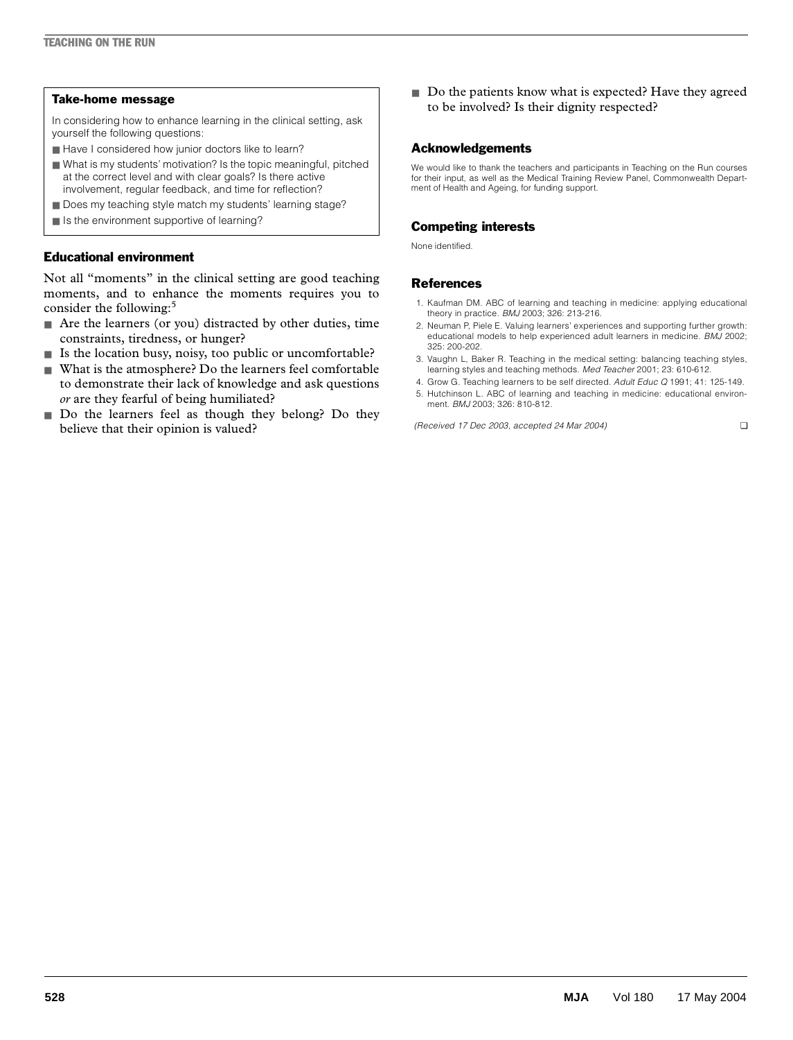**Take-home message**

In considering how to enhance learning in the clinical setting, ask yourself the following questions:

- Have I considered how junior doctors like to learn?
- What is my students' motivation? Is the topic meaningful, pitched at the correct level and with clear goals? Is there active involvement, regular feedback, and time for reflection?
- Does my teaching style match my students' learning stage?
- Is the environment supportive of learning?

### Educational environment

Not all "moments" in the clinical setting are good teaching moments, and to enhance the moments requires you to consider the following:[5]

- Are the learners (or you) distracted by other duties, time constraints, tiredness, or hunger?
- Is the location busy, noisy, too public or uncomfortable?
- What is the atmosphere? Do the learners feel comfortable to demonstrate their lack of knowledge and ask questions *or* are they fearful of being humiliated?
- Do the learners feel as though they belong? Do they believe that their opinion is valued?
- Do the patients know what is expected? Have they agreed to be involved? Is their dignity respected?

### Acknowledgements

We would like to thank the teachers and participants in Teaching on the Run courses for their input, as well as the Medical Training Review Panel, Commonwealth Department of Health and Ageing, for funding support.

### Competing interests

None identified.

### References

1. Kaufman DM. ABC of learning and teaching in medicine: applying educational theory in practice. *BMJ* 2003; 326: 213-216.
2. Neuman P, Piele E. Valuing learners' experiences and supporting further growth: educational models to help experienced adult learners in medicine. *BMJ* 2002; 325: 200-202.
3. Vaughn L, Baker R. Teaching in the medical setting: balancing teaching styles, learning styles and teaching methods. *Med Teacher* 2001; 23: 610-612.
4. Grow G. Teaching learners to be self directed. *Adult Educ Q* 1991; 41: 125-149.
5. Hutchinson L. ABC of learning and teaching in medicine: educational environment. *BMJ* 2003; 326: 810-812.

*(Received 17 Dec 2003, accepted 24 Mar 2004)*